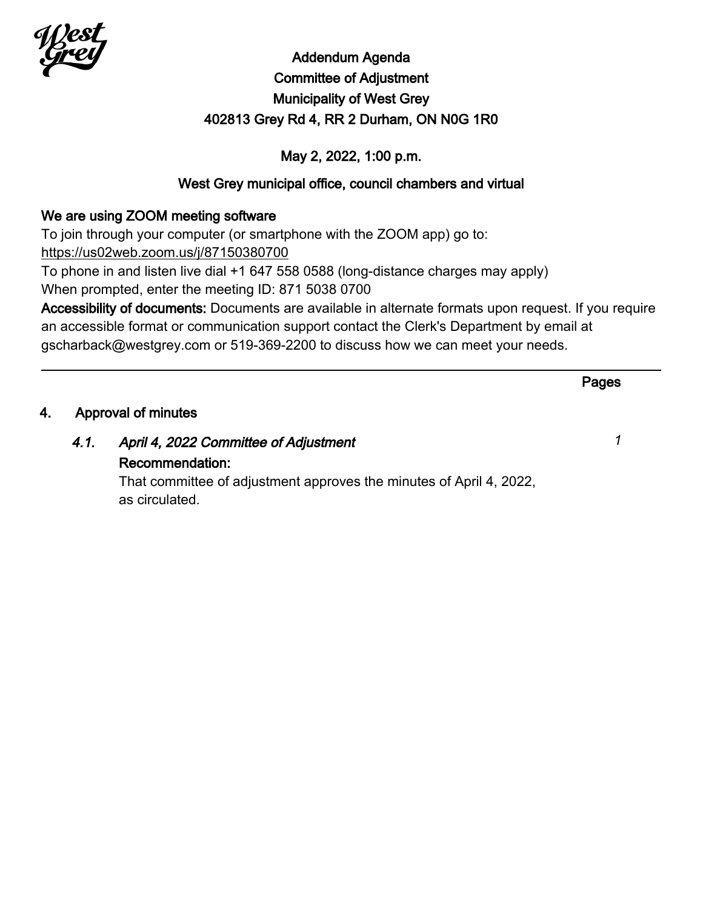# Addendum Agenda
## Committee of Adjustment
## Municipality of West Grey
## 402813 Grey Rd 4, RR 2 Durham, ON N0G 1R0

May 2, 2022, 1:00 p.m.

West Grey municipal office, council chambers and virtual

**We are using ZOOM meeting software**

To join through your computer (or smartphone with the ZOOM app) go to:
https://us02web.zoom.us/j/87150380700

To phone in and listen live dial +1 647 558 0588 (long-distance charges may apply)

When prompted, enter the meeting ID: 871 5038 0700

**Accessibility of documents:** Documents are available in alternate formats upon request. If you require an accessible format or communication support contact the Clerk's Department by email at gscharback@westgrey.com or 519-369-2200 to discuss how we can meet your needs.

---

**Pages**

**4. Approval of minutes**

*4.1. April 4, 2022 Committee of Adjustment* — *1*

**Recommendation:**

That committee of adjustment approves the minutes of April 4, 2022, as circulated.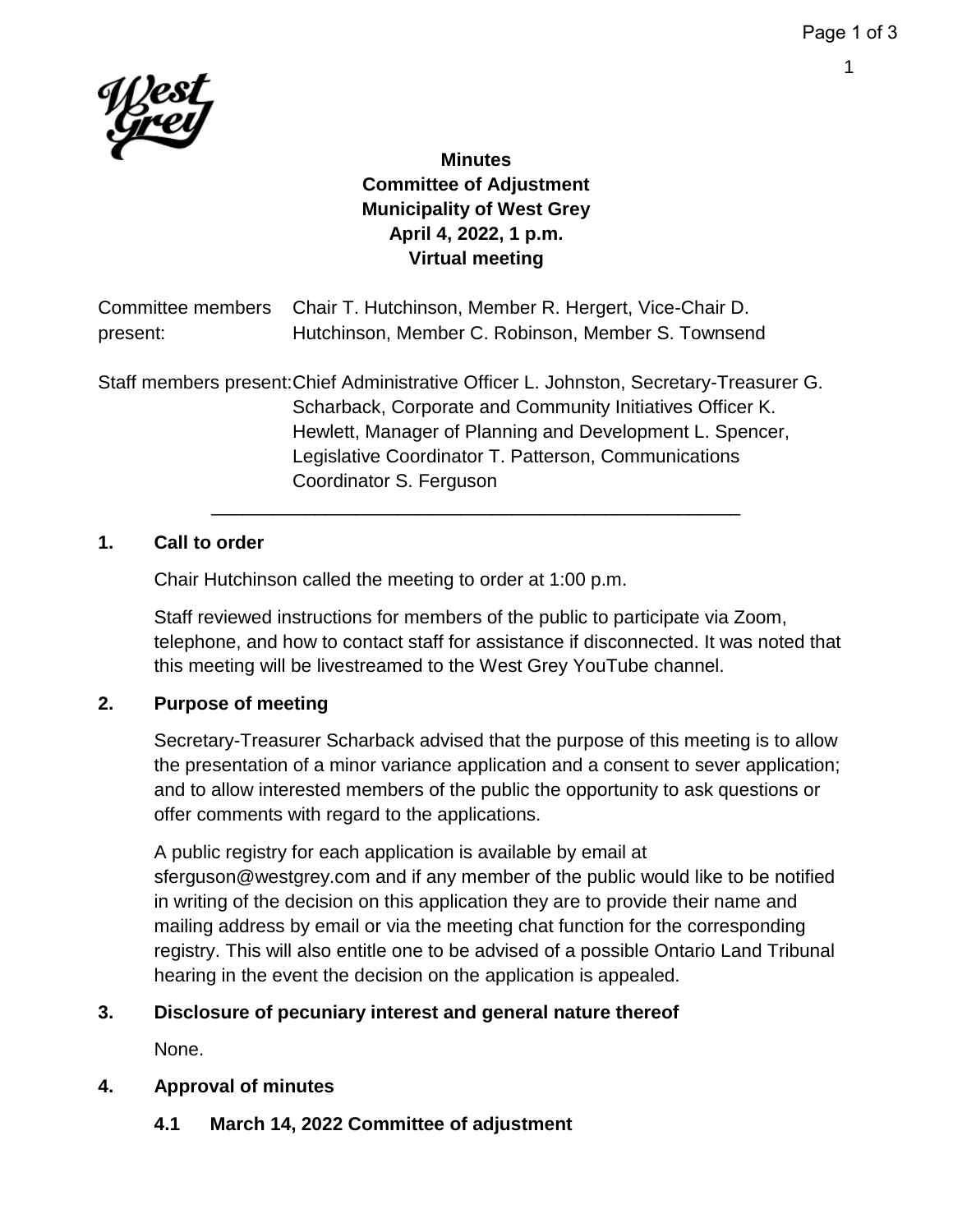**Minutes**
**Committee of Adjustment**
**Municipality of West Grey**
**April 4, 2022, 1 p.m.**
**Virtual meeting**

Committee members present: Chair T. Hutchinson, Member R. Hergert, Vice-Chair D. Hutchinson, Member C. Robinson, Member S. Townsend

Staff members present: Chief Administrative Officer L. Johnston, Secretary-Treasurer G. Scharback, Corporate and Community Initiatives Officer K. Hewlett, Manager of Planning and Development L. Spencer, Legislative Coordinator T. Patterson, Communications Coordinator S. Ferguson

---

## 1. Call to order

Chair Hutchinson called the meeting to order at 1:00 p.m.

Staff reviewed instructions for members of the public to participate via Zoom, telephone, and how to contact staff for assistance if disconnected. It was noted that this meeting will be livestreamed to the West Grey YouTube channel.

## 2. Purpose of meeting

Secretary-Treasurer Scharback advised that the purpose of this meeting is to allow the presentation of a minor variance application and a consent to sever application; and to allow interested members of the public the opportunity to ask questions or offer comments with regard to the applications.

A public registry for each application is available by email at sferguson@westgrey.com and if any member of the public would like to be notified in writing of the decision on this application they are to provide their name and mailing address by email or via the meeting chat function for the corresponding registry. This will also entitle one to be advised of a possible Ontario Land Tribunal hearing in the event the decision on the application is appealed.

## 3. Disclosure of pecuniary interest and general nature thereof

None.

## 4. Approval of minutes

### 4.1 March 14, 2022 Committee of adjustment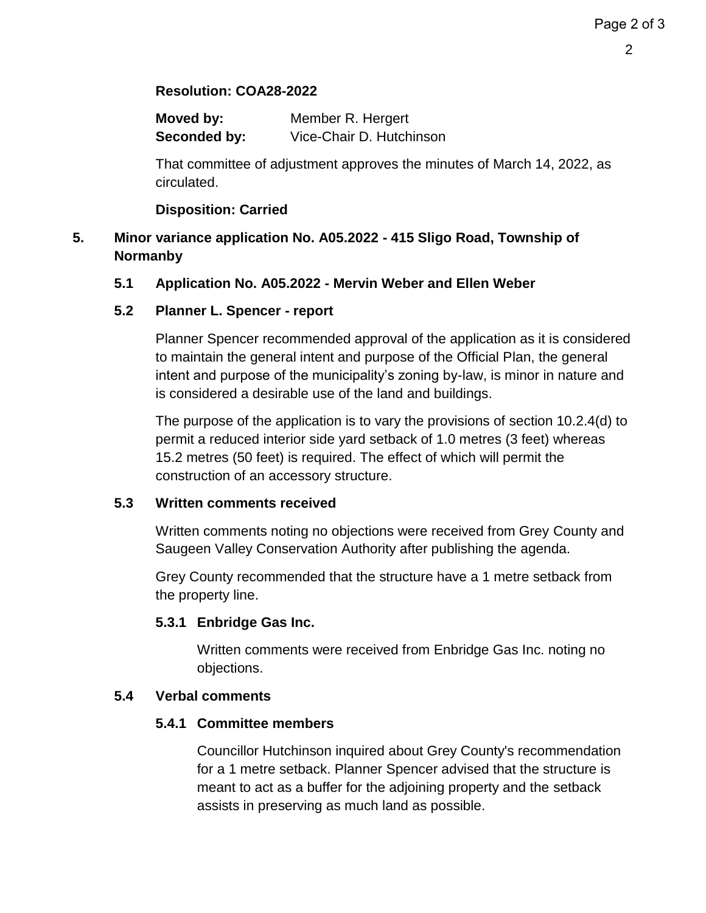**Resolution: COA28-2022**

**Moved by:** Member R. Hergert
**Seconded by:** Vice-Chair D. Hutchinson

That committee of adjustment approves the minutes of March 14, 2022, as circulated.

**Disposition: Carried**

## 5. Minor variance application No. A05.2022 - 415 Sligo Road, Township of Normanby

### 5.1 Application No. A05.2022 - Mervin Weber and Ellen Weber

### 5.2 Planner L. Spencer - report

Planner Spencer recommended approval of the application as it is considered to maintain the general intent and purpose of the Official Plan, the general intent and purpose of the municipality's zoning by-law, is minor in nature and is considered a desirable use of the land and buildings.

The purpose of the application is to vary the provisions of section 10.2.4(d) to permit a reduced interior side yard setback of 1.0 metres (3 feet) whereas 15.2 metres (50 feet) is required. The effect of which will permit the construction of an accessory structure.

### 5.3 Written comments received

Written comments noting no objections were received from Grey County and Saugeen Valley Conservation Authority after publishing the agenda.

Grey County recommended that the structure have a 1 metre setback from the property line.

#### 5.3.1 Enbridge Gas Inc.

Written comments were received from Enbridge Gas Inc. noting no objections.

### 5.4 Verbal comments

#### 5.4.1 Committee members

Councillor Hutchinson inquired about Grey County's recommendation for a 1 metre setback. Planner Spencer advised that the structure is meant to act as a buffer for the adjoining property and the setback assists in preserving as much land as possible.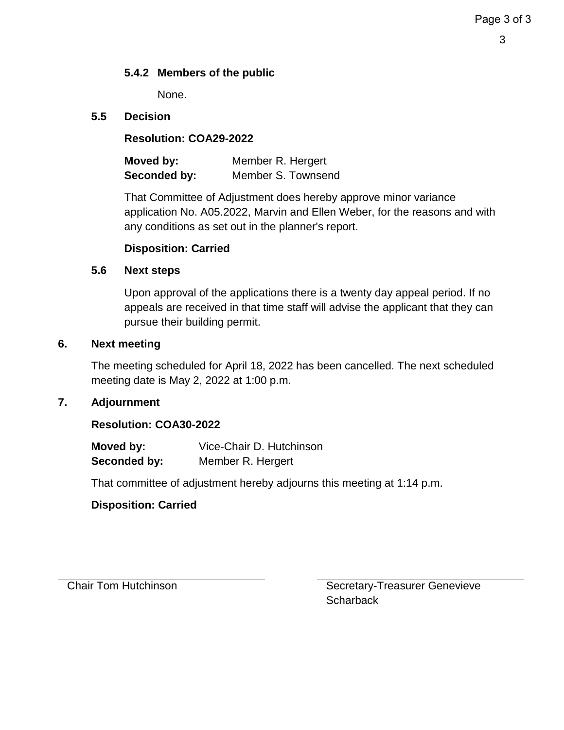#### 5.4.2 Members of the public

None.

### 5.5 Decision

**Resolution: COA29-2022**

**Moved by:** Member R. Hergert
**Seconded by:** Member S. Townsend

That Committee of Adjustment does hereby approve minor variance application No. A05.2022, Marvin and Ellen Weber, for the reasons and with any conditions as set out in the planner's report.

**Disposition: Carried**

### 5.6 Next steps

Upon approval of the applications there is a twenty day appeal period. If no appeals are received in that time staff will advise the applicant that they can pursue their building permit.

## 6. Next meeting

The meeting scheduled for April 18, 2022 has been cancelled. The next scheduled meeting date is May 2, 2022 at 1:00 p.m.

## 7. Adjournment

**Resolution: COA30-2022**

**Moved by:** Vice-Chair D. Hutchinson
**Seconded by:** Member R. Hergert

That committee of adjustment hereby adjourns this meeting at 1:14 p.m.

**Disposition: Carried**

Chair Tom Hutchinson

Secretary-Treasurer Genevieve Scharback